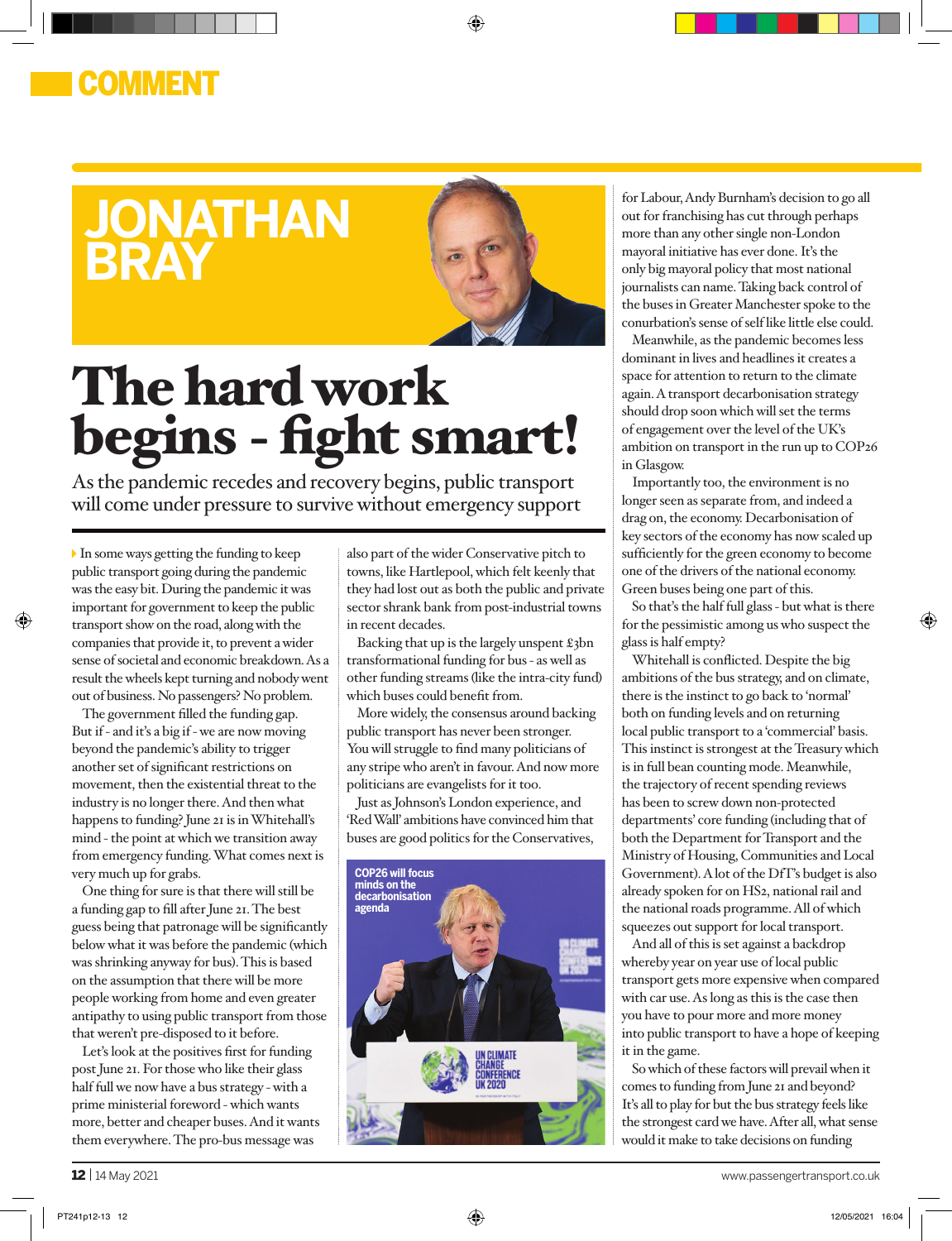COMMENT

# JONATHAN BRAY

# The hard work begins - fight smart!

## As the pandemic recedes and recovery begins, public transport will come under pressure to survive without emergency support

In some ways getting the funding to keep public transport going during the pandemic was the easy bit. During the pandemic it was important for government to keep the public transport show on the road, along with the companies that provide it, to prevent a wider sense of societal and economic breakdown. As a result the wheels kept turning and nobody went out of business. No passengers? No problem.

The government filled the funding gap. But if - and it's a big if - we are now moving beyond the pandemic's ability to trigger another set of significant restrictions on movement, then the existential threat to the industry is no longer there. And then what happens to funding? June 21 is in Whitehall's mind - the point at which we transition away from emergency funding. What comes next is very much up for grabs.

One thing for sure is that there will still be a funding gap to fill after June 21. The best guess being that patronage will be significantly below what it was before the pandemic (which was shrinking anyway for bus). This is based on the assumption that there will be more people working from home and even greater antipathy to using public transport from those that weren't pre-disposed to it before.

Let's look at the positives first for funding post June 21. For those who like their glass half full we now have a bus strategy - with a prime ministerial foreword - which wants more, better and cheaper buses. And it wants them everywhere. The pro-bus message was also part of the wider Conservative pitch to towns, like Hartlepool, which felt keenly that they had lost out as both the public and private sector shrank bank from post-industrial towns in recent decades.

Backing that up is the largely unspent £3bn transformational funding for bus - as well as other funding streams (like the intra-city fund) which buses could benefit from.

More widely, the consensus around backing public transport has never been stronger. You will struggle to find many politicians of any stripe who aren't in favour. And now more politicians are evangelists for it too.

Just as Johnson's London experience, and 'Red Wall' ambitions have convinced him that buses are good politics for the Conservatives, for Labour, Andy Burnham's decision to go all out for franchising has cut through perhaps more than any other single non-London mayoral initiative has ever done. It's the only big mayoral policy that most national journalists can name. Taking back control of the buses in Greater Manchester spoke to the conurbation's sense of self like little else could.

Meanwhile, as the pandemic becomes less dominant in lives and headlines it creates a space for attention to return to the climate again. A transport decarbonisation strategy should drop soon which will set the terms of engagement over the level of the UK's ambition on transport in the run up to COP26 in Glasgow.

Importantly too, the environment is no longer seen as separate from, and indeed a drag on, the economy. Decarbonisation of key sectors of the economy has now scaled up sufficiently for the green economy to become one of the drivers of the national economy. Green buses being one part of this.

So that's the half full glass - but what is there for the pessimistic among us who suspect the glass is half empty?

Whitehall is conflicted. Despite the big ambitions of the bus strategy, and on climate, there is the instinct to go back to 'normal' both on funding levels and on returning local public transport to a 'commercial' basis. This instinct is strongest at the Treasury which is in full bean counting mode. Meanwhile, the trajectory of recent spending reviews has been to screw down non-protected departments' core funding (including that of both the Department for Transport and the Ministry of Housing, Communities and Local Government). A lot of the DfT's budget is also already spoken for on HS2, national rail and the national roads programme. All of which squeezes out support for local transport.

And all of this is set against a backdrop whereby year on year use of local public transport gets more expensive when compared with car use. As long as this is the case then you have to pour more and more money into public transport to have a hope of keeping it in the game.

So which of these factors will prevail when it comes to funding from June 21 and beyond? It's all to play for but the bus strategy feels like the strongest card we have. After all, what sense would it make to take decisions on funding

COP26 will focus minds on the decarbonisation agenda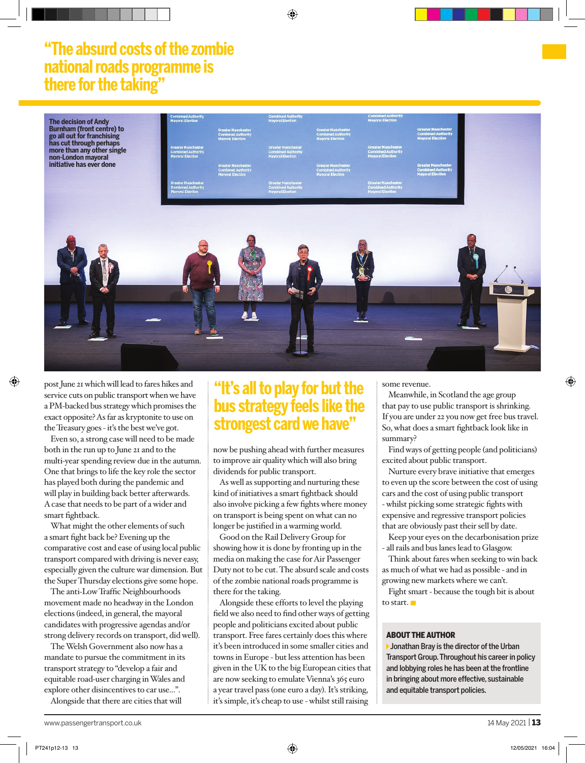## "The absurd costs of the zombie national roads programme is there for the taking"

The decision of Andy Burnham (front centre) to go all out for franchising has cut through perhaps more than any other single non-London mayoral initiative has ever done

post June 21 which will lead to fares hikes and service cuts on public transport when we have a PM-backed bus strategy which promises the exact opposite? As far as kryptonite to use on the Treasury goes - it's the best we've got.

Even so, a strong case will need to be made both in the run up to June 21 and to the multi-year spending review due in the autumn. One that brings to life the key role the sector has played both during the pandemic and will play in building back better afterwards. A case that needs to be part of a wider and smart fightback.

What might the other elements of such a smart fight back be? Evening up the comparative cost and ease of using local public transport compared with driving is never easy, especially given the culture war dimension. But the Super Thursday elections give some hope.

The anti-Low Traffic Neighbourhoods movement made no headway in the London elections (indeed, in general, the mayoral candidates with progressive agendas and/or strong delivery records on transport, did well).

The Welsh Government also now has a mandate to pursue the commitment in its transport strategy to "develop a fair and equitable road-user charging in Wales and explore other disincentives to car use...".

Alongside that there are cities that will now be pushing ahead with further measures to improve air quality which will also bring dividends for public transport.

## "It's all to play for but the bus strategy feels like the strongest card we have"

As well as supporting and nurturing these kind of initiatives a smart fightback should also involve picking a few fights where money on transport is being spent on what can no longer be justified in a warming world.

Good on the Rail Delivery Group for showing how it is done by fronting up in the media on making the case for Air Passenger Duty not to be cut. The absurd scale and costs of the zombie national roads programme is there for the taking.

Alongside these efforts to level the playing field we also need to find other ways of getting people and politicians excited about public transport. Free fares certainly does this where it's been introduced in some smaller cities and towns in Europe - but less attention has been given in the UK to the big European cities that are now seeking to emulate Vienna's 365 euro a year travel pass (one euro a day). It's striking, it's simple, it's cheap to use - whilst still raising some revenue.

Meanwhile, in Scotland the age group that pay to use public transport is shrinking. If you are under 22 you now get free bus travel. So, what does a smart fightback look like in summary?

Find ways of getting people (and politicians) excited about public transport.

Nurture every brave initiative that emerges to even up the score between the cost of using cars and the cost of using public transport - whilst picking some strategic fights with expensive and regressive transport policies that are obviously past their sell by date.

Keep your eyes on the decarbonisation prize - all rails and bus lanes lead to Glasgow.

Think about fares when seeking to win back as much of what we had as possible - and in growing new markets where we can't.

Fight smart - because the tough bit is about to start.

**ABOUT THE AUTHOR**

**Jonathan Bray is the director of the Urban Transport Group. Throughout his career in policy and lobbying roles he has been at the frontline in bringing about more effective, sustainable and equitable transport policies.**